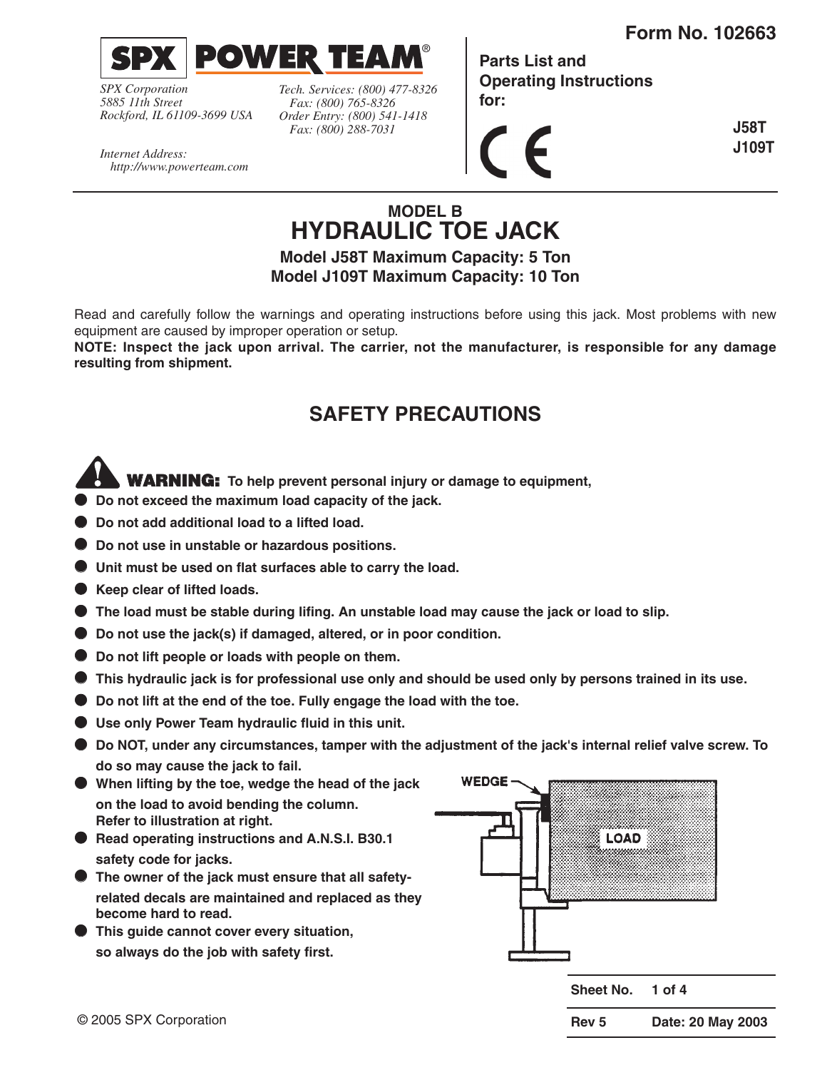SPX | POWER TEAM®

*SPX Corporation*
*5885 11th Street*
*Rockford, IL 61109-3699 USA*

*Internet Address:*
*http://www.powerteam.com*

*Tech. Services: (800) 477-8326*
*Fax: (800) 765-8326*
*Order Entry: (800) 541-1418*
*Fax: (800) 288-7031*

**Form No. 102663**

**Parts List and Operating Instructions for:**

CE

**J58T**
**J109T**

## MODEL B
# HYDRAULIC TOE JACK

**Model J58T Maximum Capacity: 5 Ton**
**Model J109T Maximum Capacity: 10 Ton**

Read and carefully follow the warnings and operating instructions before using this jack. Most problems with new equipment are caused by improper operation or setup.

**NOTE: Inspect the jack upon arrival. The carrier, not the manufacturer, is responsible for any damage resulting from shipment.**

## SAFETY PRECAUTIONS

**WARNING: To help prevent personal injury or damage to equipment,**

- **Do not exceed the maximum load capacity of the jack.**
- **Do not add additional load to a lifted load.**
- **Do not use in unstable or hazardous positions.**
- **Unit must be used on flat surfaces able to carry the load.**
- **Keep clear of lifted loads.**
- **The load must be stable during lifing. An unstable load may cause the jack or load to slip.**
- **Do not use the jack(s) if damaged, altered, or in poor condition.**
- **Do not lift people or loads with people on them.**
- **This hydraulic jack is for professional use only and should be used only by persons trained in its use.**
- **Do not lift at the end of the toe. Fully engage the load with the toe.**
- **Use only Power Team hydraulic fluid in this unit.**
- **Do NOT, under any circumstances, tamper with the adjustment of the jack's internal relief valve screw. To do so may cause the jack to fail.**
- **When lifting by the toe, wedge the head of the jack on the load to avoid bending the column. Refer to illustration at right.**
- **Read operating instructions and A.N.S.I. B30.1 safety code for jacks.**
- **The owner of the jack must ensure that all safety-related decals are maintained and replaced as they become hard to read.**
- **This guide cannot cover every situation, so always do the job with safety first.**

WEDGE
LOAD

| Sheet No. | 1 of 4 |
|---|---|
| Rev 5 | Date: 20 May 2003 |

© 2005 SPX Corporation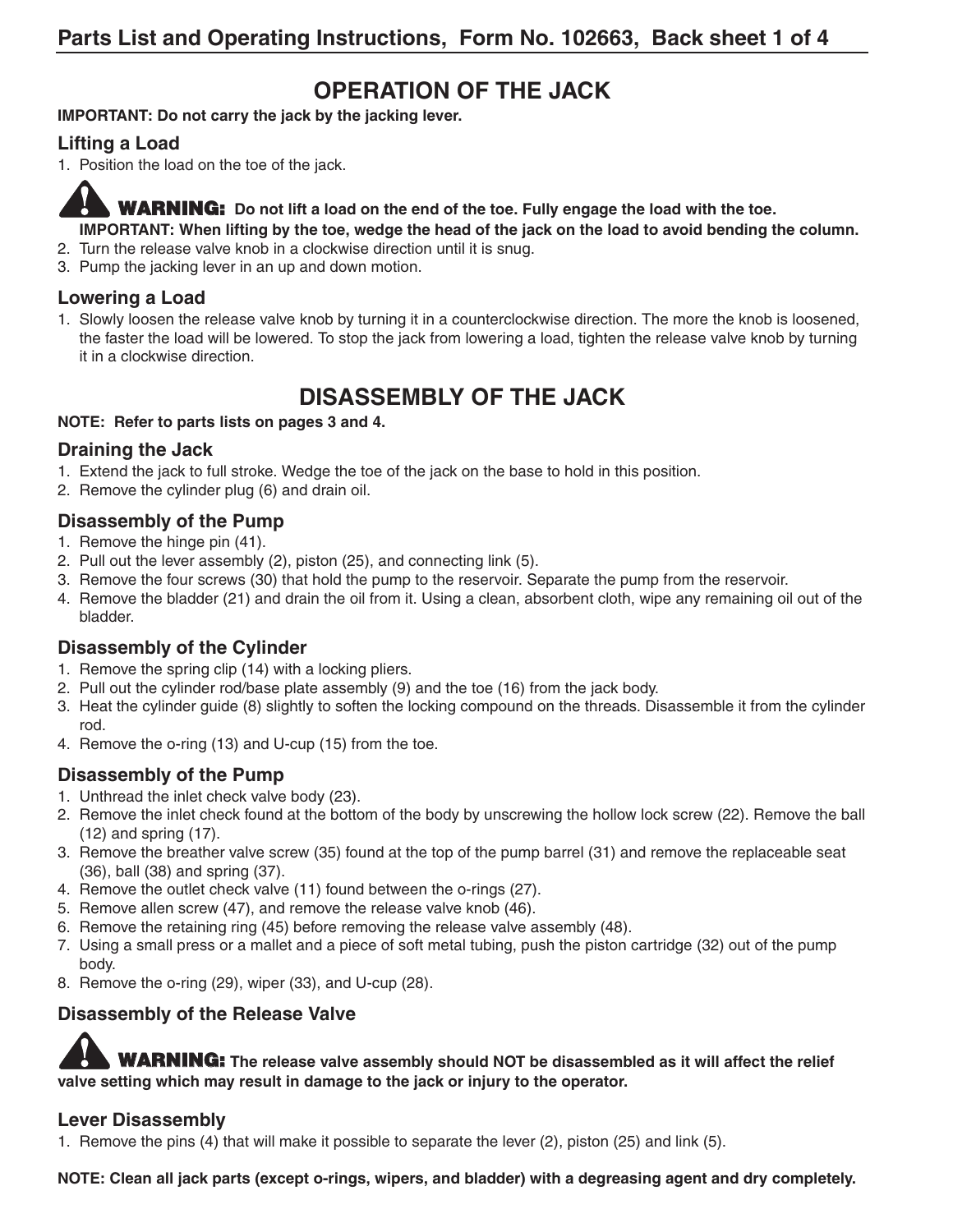# OPERATION OF THE JACK

**IMPORTANT: Do not carry the jack by the jacking lever.**

### Lifting a Load

1. Position the load on the toe of the jack.

**WARNING: Do not lift a load on the end of the toe. Fully engage the load with the toe.**

**IMPORTANT: When lifting by the toe, wedge the head of the jack on the load to avoid bending the column.**

2. Turn the release valve knob in a clockwise direction until it is snug.
3. Pump the jacking lever in an up and down motion.

### Lowering a Load

1. Slowly loosen the release valve knob by turning it in a counterclockwise direction. The more the knob is loosened, the faster the load will be lowered. To stop the jack from lowering a load, tighten the release valve knob by turning it in a clockwise direction.

# DISASSEMBLY OF THE JACK

**NOTE: Refer to parts lists on pages 3 and 4.**

### Draining the Jack

1. Extend the jack to full stroke. Wedge the toe of the jack on the base to hold in this position.
2. Remove the cylinder plug (6) and drain oil.

### Disassembly of the Pump

1. Remove the hinge pin (41).
2. Pull out the lever assembly (2), piston (25), and connecting link (5).
3. Remove the four screws (30) that hold the pump to the reservoir. Separate the pump from the reservoir.
4. Remove the bladder (21) and drain the oil from it. Using a clean, absorbent cloth, wipe any remaining oil out of the bladder.

### Disassembly of the Cylinder

1. Remove the spring clip (14) with a locking pliers.
2. Pull out the cylinder rod/base plate assembly (9) and the toe (16) from the jack body.
3. Heat the cylinder guide (8) slightly to soften the locking compound on the threads. Disassemble it from the cylinder rod.
4. Remove the o-ring (13) and U-cup (15) from the toe.

### Disassembly of the Pump

1. Unthread the inlet check valve body (23).
2. Remove the inlet check found at the bottom of the body by unscrewing the hollow lock screw (22). Remove the ball (12) and spring (17).
3. Remove the breather valve screw (35) found at the top of the pump barrel (31) and remove the replaceable seat (36), ball (38) and spring (37).
4. Remove the outlet check valve (11) found between the o-rings (27).
5. Remove allen screw (47), and remove the release valve knob (46).
6. Remove the retaining ring (45) before removing the release valve assembly (48).
7. Using a small press or a mallet and a piece of soft metal tubing, push the piston cartridge (32) out of the pump body.
8. Remove the o-ring (29), wiper (33), and U-cup (28).

### Disassembly of the Release Valve

**WARNING: The release valve assembly should NOT be disassembled as it will affect the relief valve setting which may result in damage to the jack or injury to the operator.**

### Lever Disassembly

1. Remove the pins (4) that will make it possible to separate the lever (2), piston (25) and link (5).

**NOTE: Clean all jack parts (except o-rings, wipers, and bladder) with a degreasing agent and dry completely.**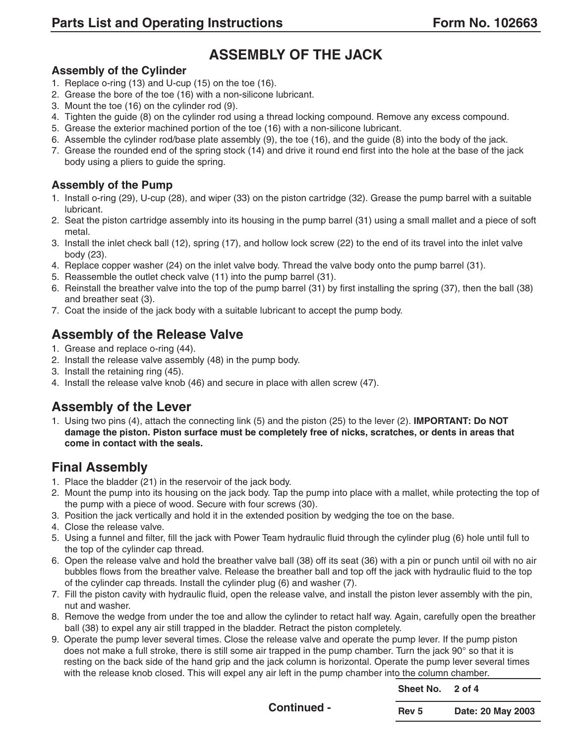# ASSEMBLY OF THE JACK

### Assembly of the Cylinder

1. Replace o-ring (13) and U-cup (15) on the toe (16).
2. Grease the bore of the toe (16) with a non-silicone lubricant.
3. Mount the toe (16) on the cylinder rod (9).
4. Tighten the guide (8) on the cylinder rod using a thread locking compound. Remove any excess compound.
5. Grease the exterior machined portion of the toe (16) with a non-silicone lubricant.
6. Assemble the cylinder rod/base plate assembly (9), the toe (16), and the guide (8) into the body of the jack.
7. Grease the rounded end of the spring stock (14) and drive it round end first into the hole at the base of the jack body using a pliers to guide the spring.

### Assembly of the Pump

1. Install o-ring (29), U-cup (28), and wiper (33) on the piston cartridge (32). Grease the pump barrel with a suitable lubricant.
2. Seat the piston cartridge assembly into its housing in the pump barrel (31) using a small mallet and a piece of soft metal.
3. Install the inlet check ball (12), spring (17), and hollow lock screw (22) to the end of its travel into the inlet valve body (23).
4. Replace copper washer (24) on the inlet valve body. Thread the valve body onto the pump barrel (31).
5. Reassemble the outlet check valve (11) into the pump barrel (31).
6. Reinstall the breather valve into the top of the pump barrel (31) by first installing the spring (37), then the ball (38) and breather seat (3).
7. Coat the inside of the jack body with a suitable lubricant to accept the pump body.

## Assembly of the Release Valve

1. Grease and replace o-ring (44).
2. Install the release valve assembly (48) in the pump body.
3. Install the retaining ring (45).
4. Install the release valve knob (46) and secure in place with allen screw (47).

## Assembly of the Lever

1. Using two pins (4), attach the connecting link (5) and the piston (25) to the lever (2). **IMPORTANT: Do NOT damage the piston. Piston surface must be completely free of nicks, scratches, or dents in areas that come in contact with the seals.**

## Final Assembly

1. Place the bladder (21) in the reservoir of the jack body.
2. Mount the pump into its housing on the jack body. Tap the pump into place with a mallet, while protecting the top of the pump with a piece of wood. Secure with four screws (30).
3. Position the jack vertically and hold it in the extended position by wedging the toe on the base.
4. Close the release valve.
5. Using a funnel and filter, fill the jack with Power Team hydraulic fluid through the cylinder plug (6) hole until full to the top of the cylinder cap thread.
6. Open the release valve and hold the breather valve ball (38) off its seat (36) with a pin or punch until oil with no air bubbles flows from the breather valve. Release the breather ball and top off the jack with hydraulic fluid to the top of the cylinder cap threads. Install the cylinder plug (6) and washer (7).
7. Fill the piston cavity with hydraulic fluid, open the release valve, and install the piston lever assembly with the pin, nut and washer.
8. Remove the wedge from under the toe and allow the cylinder to retact half way. Again, carefully open the breather ball (38) to expel any air still trapped in the bladder. Retract the piston completely.
9. Operate the pump lever several times. Close the release valve and operate the pump lever. If the pump piston does not make a full stroke, there is still some air trapped in the pump chamber. Turn the jack 90° so that it is resting on the back side of the hand grip and the jack column is horizontal. Operate the pump lever several times with the release knob closed. This will expel any air left in the pump chamber into the column chamber.

Continued -

| Sheet No. | 2 of 4 |
|---|---|
| Rev 5 | Date: 20 May 2003 |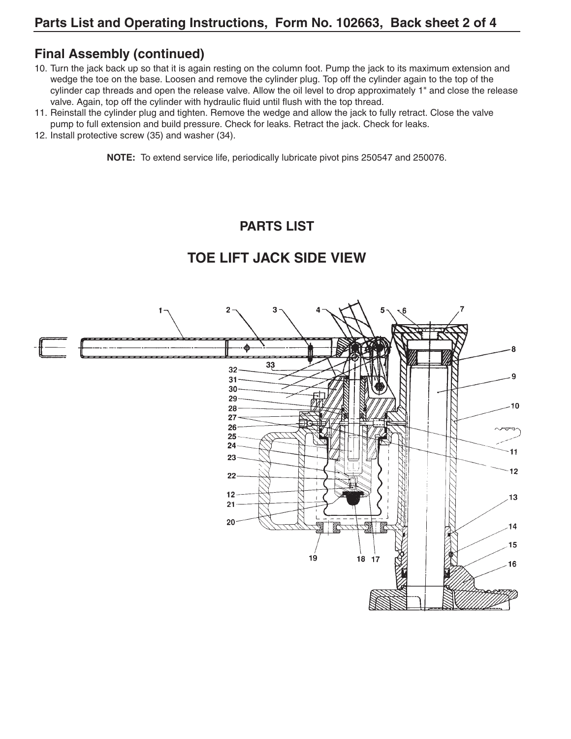## Final Assembly (continued)

10. Turn the jack back up so that it is again resting on the column foot. Pump the jack to its maximum extension and wedge the toe on the base. Loosen and remove the cylinder plug. Top off the cylinder again to the top of the cylinder cap threads and open the release valve. Allow the oil level to drop approximately 1" and close the release valve. Again, top off the cylinder with hydraulic fluid until flush with the top thread.
11. Reinstall the cylinder plug and tighten. Remove the wedge and allow the jack to fully retract. Close the valve pump to full extension and build pressure. Check for leaks. Retract the jack. Check for leaks.
12. Install protective screw (35) and washer (34).

**NOTE:** To extend service life, periodically lubricate pivot pins 250547 and 250076.

# PARTS LIST

# TOE LIFT JACK SIDE VIEW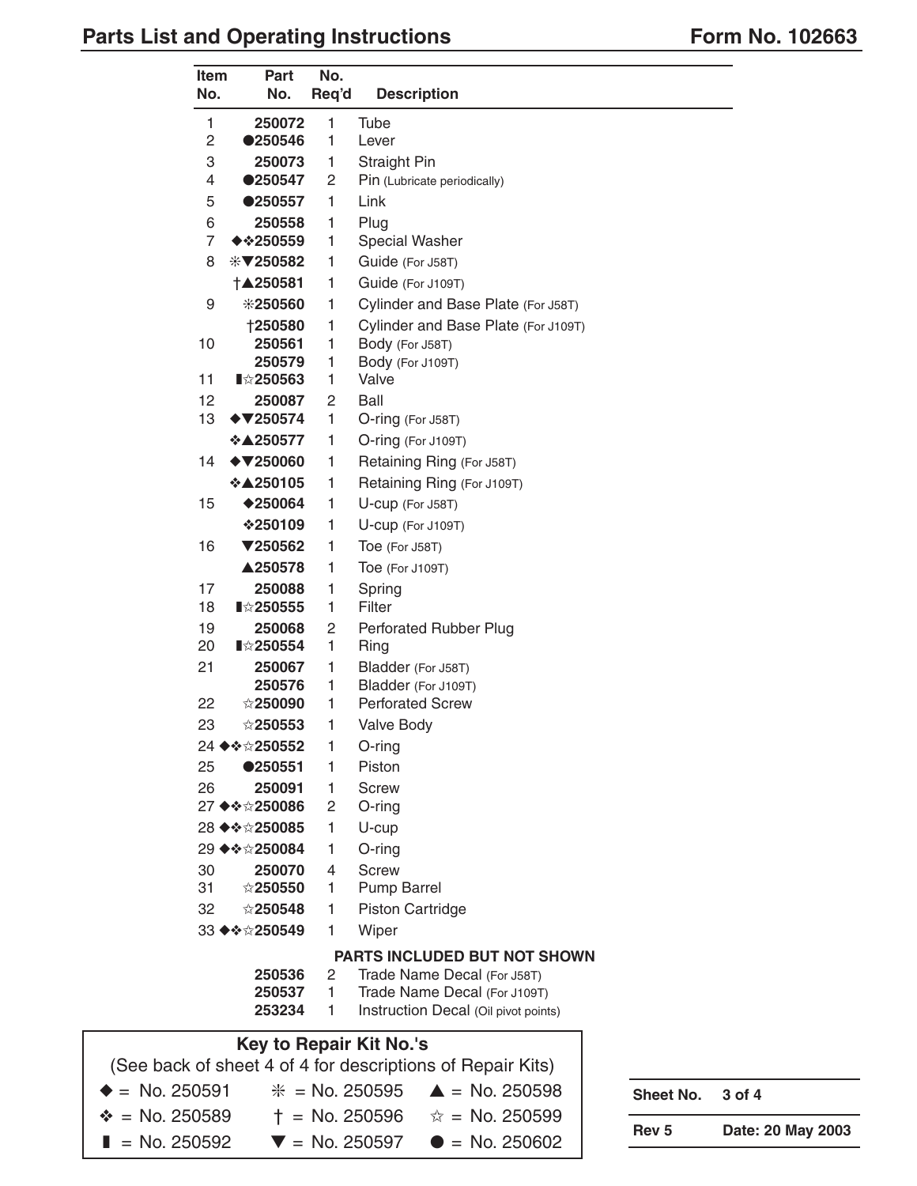## Parts List and Operating Instructions

**Form No. 102663**

| Item No. | Part No. | No. Req'd | Description |
|---|---|---|---|
| 1 | 250072 | 1 | Tube |
| 2 | ●250546 | 1 | Lever |
| 3 | 250073 | 1 | Straight Pin |
| 4 | ●250547 | 2 | Pin (Lubricate periodically) |
| 5 | ●250557 | 1 | Link |
| 6 | 250558 | 1 | Plug |
| 7 | ◆❖250559 | 1 | Special Washer |
| 8 | ✳▼250582 | 1 | Guide (For J58T) |
| | †▲250581 | 1 | Guide (For J109T) |
| 9 | ✳250560 | 1 | Cylinder and Base Plate (For J58T) |
| | †250580 | 1 | Cylinder and Base Plate (For J109T) |
| 10 | 250561 | 1 | Body (For J58T) |
| | 250579 | 1 | Body (For J109T) |
| 11 | ▮☆250563 | 1 | Valve |
| 12 | 250087 | 2 | Ball |
| 13 | ◆▼250574 | 1 | O-ring (For J58T) |
| | ❖▲250577 | 1 | O-ring (For J109T) |
| 14 | ◆▼250060 | 1 | Retaining Ring (For J58T) |
| | ❖▲250105 | 1 | Retaining Ring (For J109T) |
| 15 | ◆250064 | 1 | U-cup (For J58T) |
| | ❖250109 | 1 | U-cup (For J109T) |
| 16 | ▼250562 | 1 | Toe (For J58T) |
| | ▲250578 | 1 | Toe (For J109T) |
| 17 | 250088 | 1 | Spring |
| 18 | ▮☆250555 | 1 | Filter |
| 19 | 250068 | 2 | Perforated Rubber Plug |
| 20 | ▮☆250554 | 1 | Ring |
| 21 | 250067 | 1 | Bladder (For J58T) |
| | 250576 | 1 | Bladder (For J109T) |
| 22 | ☆250090 | 1 | Perforated Screw |
| 23 | ☆250553 | 1 | Valve Body |
| 24 | ◆❖☆250552 | 1 | O-ring |
| 25 | ●250551 | 1 | Piston |
| 26 | 250091 | 1 | Screw |
| 27 | ◆❖☆250086 | 2 | O-ring |
| 28 | ◆❖☆250085 | 1 | U-cup |
| 29 | ◆❖☆250084 | 1 | O-ring |
| 30 | 250070 | 4 | Screw |
| 31 | ☆250550 | 1 | Pump Barrel |
| 32 | ☆250548 | 1 | Piston Cartridge |
| 33 | ◆❖☆250549 | 1 | Wiper |
| | | | **PARTS INCLUDED BUT NOT SHOWN** |
| | 250536 | 2 | Trade Name Decal (For J58T) |
| | 250537 | 1 | Trade Name Decal (For J109T) |
| | 253234 | 1 | Instruction Decal (Oil pivot points) |

**Key to Repair Kit No.'s**

(See back of sheet 4 of 4 for descriptions of Repair Kits)

| | | |
|---|---|---|
| ◆ = No. 250591 | ✳ = No. 250595 | ▲ = No. 250598 |
| ❖ = No. 250589 | † = No. 250596 | ☆ = No. 250599 |
| ▮ = No. 250592 | ▼ = No. 250597 | ● = No. 250602 |

| | |
|---|---|
| **Sheet No.** | **3 of 4** |
| **Rev 5** | **Date: 20 May 2003** |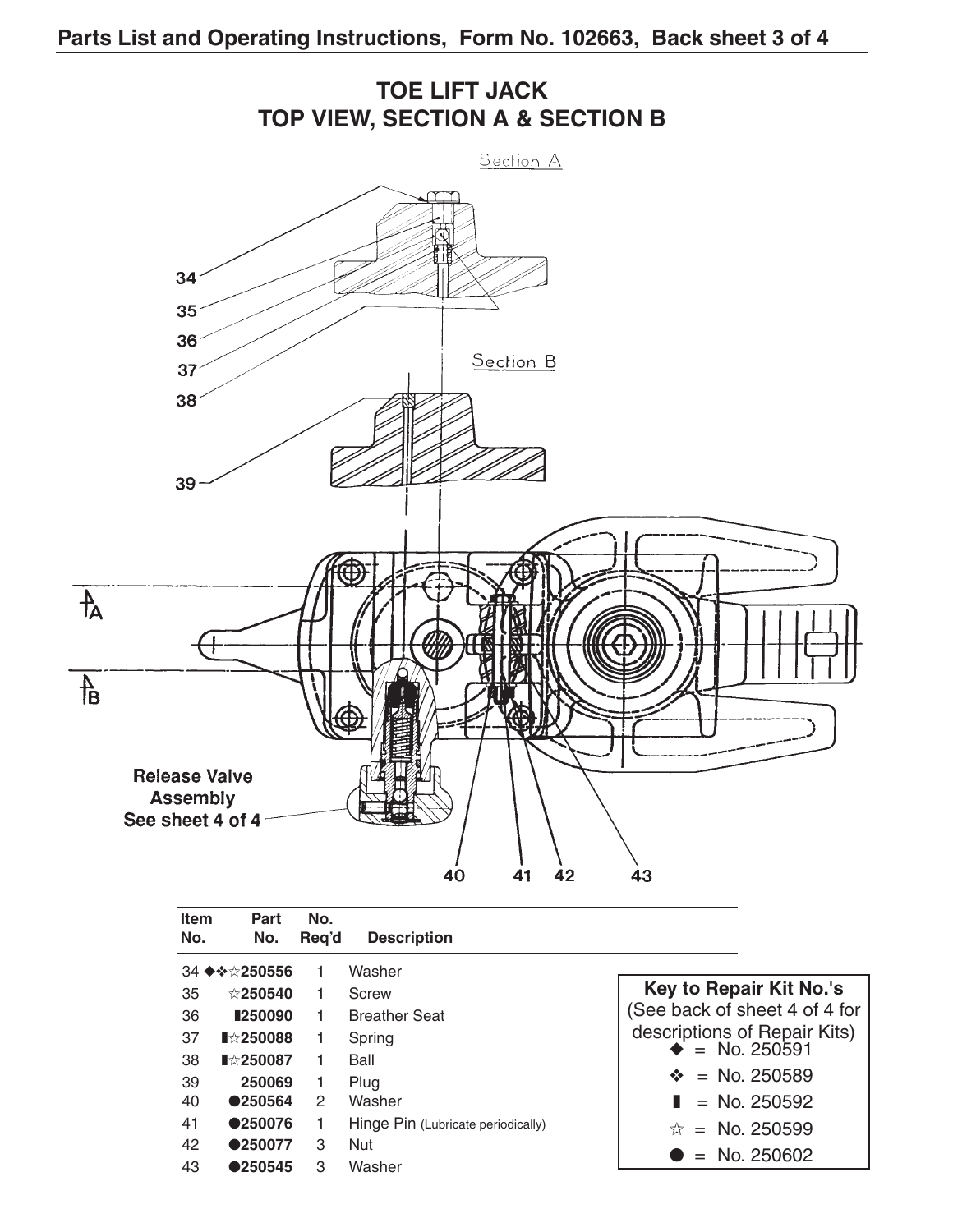**Parts List and Operating Instructions, Form No. 102663, Back sheet 3 of 4**

# TOE LIFT JACK
## TOP VIEW, SECTION A & SECTION B

Section A

Section B

34
35
36
37
38
39

A
B

**Release Valve Assembly See sheet 4 of 4**

40 41 42 43

| Item No. | Part No. | No. Req'd | Description |
|---|---|---|---|
| 34 | ◆❖☆250556 | 1 | Washer |
| 35 | ☆250540 | 1 | Screw |
| 36 | ▮250090 | 1 | Breather Seat |
| 37 | ▮☆250088 | 1 | Spring |
| 38 | ▮☆250087 | 1 | Ball |
| 39 | 250069 | 1 | Plug |
| 40 | ●250564 | 2 | Washer |
| 41 | ●250076 | 1 | Hinge Pin (Lubricate periodically) |
| 42 | ●250077 | 3 | Nut |
| 43 | ●250545 | 3 | Washer |

**Key to Repair Kit No.'s**
(See back of sheet 4 of 4 for descriptions of Repair Kits)

◆ = No. 250591
❖ = No. 250589
▮ = No. 250592
☆ = No. 250599
● = No. 250602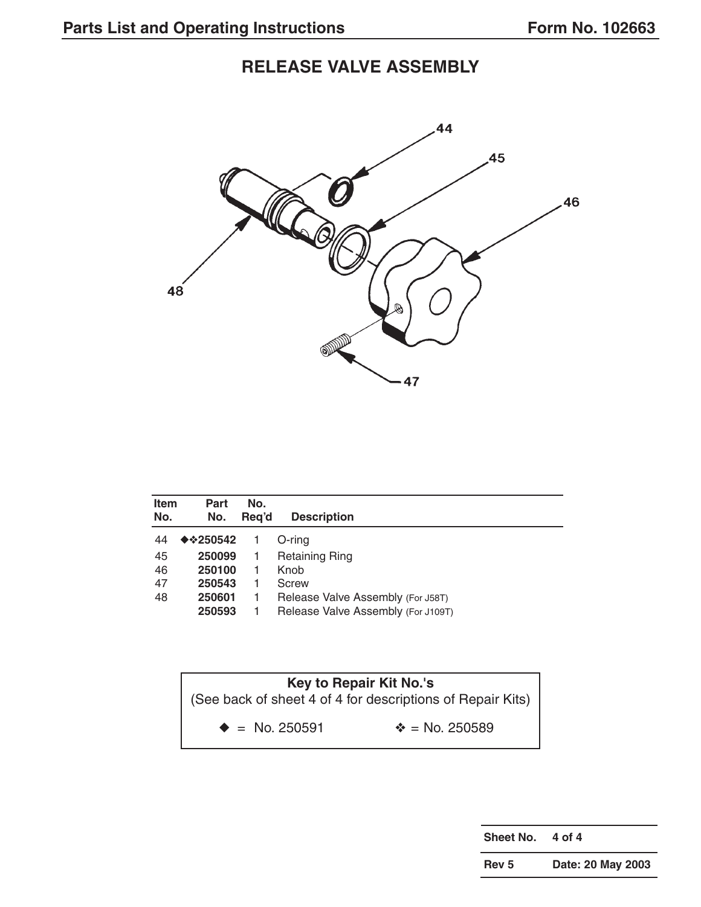## RELEASE VALVE ASSEMBLY

| Item No. | Part No. | No. Req'd | Description |
|---|---|---|---|
| 44 | ◆❖250542 | 1 | O-ring |
| 45 | 250099 | 1 | Retaining Ring |
| 46 | 250100 | 1 | Knob |
| 47 | 250543 | 1 | Screw |
| 48 | 250601 | 1 | Release Valve Assembly (For J58T) |
| | 250593 | 1 | Release Valve Assembly (For J109T) |

**Key to Repair Kit No.'s**
(See back of sheet 4 of 4 for descriptions of Repair Kits)

◆ = No. 250591 ❖ = No. 250589

| Sheet No. | 4 of 4 |
|---|---|
| Rev 5 | Date: 20 May 2003 |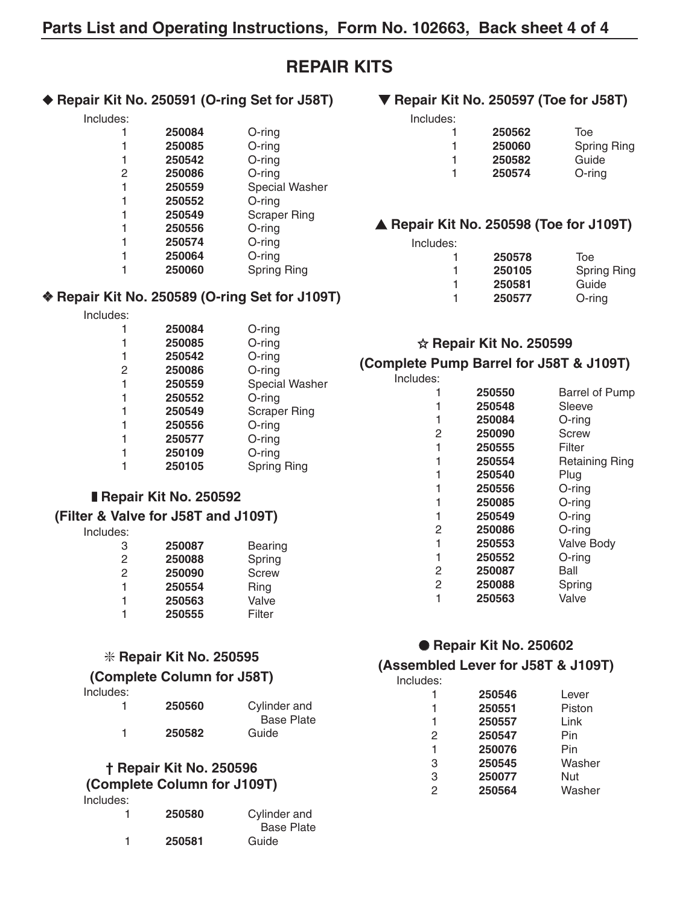# REPAIR KITS

### ◆ Repair Kit No. 250591 (O-ring Set for J58T)

Includes:

| Qty | Part No. | Description |
|---|---|---|
| 1 | **250084** | O-ring |
| 1 | **250085** | O-ring |
| 1 | **250542** | O-ring |
| 2 | **250086** | O-ring |
| 1 | **250559** | Special Washer |
| 1 | **250552** | O-ring |
| 1 | **250549** | Scraper Ring |
| 1 | **250556** | O-ring |
| 1 | **250574** | O-ring |
| 1 | **250064** | O-ring |
| 1 | **250060** | Spring Ring |

### ❖ Repair Kit No. 250589 (O-ring Set for J109T)

Includes:

| Qty | Part No. | Description |
|---|---|---|
| 1 | **250084** | O-ring |
| 1 | **250085** | O-ring |
| 1 | **250542** | O-ring |
| 2 | **250086** | O-ring |
| 1 | **250559** | Special Washer |
| 1 | **250552** | O-ring |
| 1 | **250549** | Scraper Ring |
| 1 | **250556** | O-ring |
| 1 | **250577** | O-ring |
| 1 | **250109** | O-ring |
| 1 | **250105** | Spring Ring |

### ▮ Repair Kit No. 250592 (Filter & Valve for J58T and J109T)

Includes:

| Qty | Part No. | Description |
|---|---|---|
| 3 | **250087** | Bearing |
| 2 | **250088** | Spring |
| 2 | **250090** | Screw |
| 1 | **250554** | Ring |
| 1 | **250563** | Valve |
| 1 | **250555** | Filter |

### ✳ Repair Kit No. 250595 (Complete Column for J58T)

Includes:

| Qty | Part No. | Description |
|---|---|---|
| 1 | **250560** | Cylinder and Base Plate |
| 1 | **250582** | Guide |

### † Repair Kit No. 250596 (Complete Column for J109T)

Includes:

| Qty | Part No. | Description |
|---|---|---|
| 1 | **250580** | Cylinder and Base Plate |
| 1 | **250581** | Guide |

### ▼ Repair Kit No. 250597 (Toe for J58T)

Includes:

| Qty | Part No. | Description |
|---|---|---|
| 1 | **250562** | Toe |
| 1 | **250060** | Spring Ring |
| 1 | **250582** | Guide |
| 1 | **250574** | O-ring |

### ▲ Repair Kit No. 250598 (Toe for J109T)

Includes:

| Qty | Part No. | Description |
|---|---|---|
| 1 | **250578** | Toe |
| 1 | **250105** | Spring Ring |
| 1 | **250581** | Guide |
| 1 | **250577** | O-ring |

### ☆ Repair Kit No. 250599 (Complete Pump Barrel for J58T & J109T)

Includes:

| Qty | Part No. | Description |
|---|---|---|
| 1 | **250550** | Barrel of Pump |
| 1 | **250548** | Sleeve |
| 1 | **250084** | O-ring |
| 2 | **250090** | Screw |
| 1 | **250555** | Filter |
| 1 | **250554** | Retaining Ring |
| 1 | **250540** | Plug |
| 1 | **250556** | O-ring |
| 1 | **250085** | O-ring |
| 1 | **250549** | O-ring |
| 2 | **250086** | O-ring |
| 1 | **250553** | Valve Body |
| 1 | **250552** | O-ring |
| 2 | **250087** | Ball |
| 2 | **250088** | Spring |
| 1 | **250563** | Valve |

### ● Repair Kit No. 250602 (Assembled Lever for J58T & J109T)

Includes:

| Qty | Part No. | Description |
|---|---|---|
| 1 | **250546** | Lever |
| 1 | **250551** | Piston |
| 1 | **250557** | Link |
| 2 | **250547** | Pin |
| 1 | **250076** | Pin |
| 3 | **250545** | Washer |
| 3 | **250077** | Nut |
| 2 | **250564** | Washer |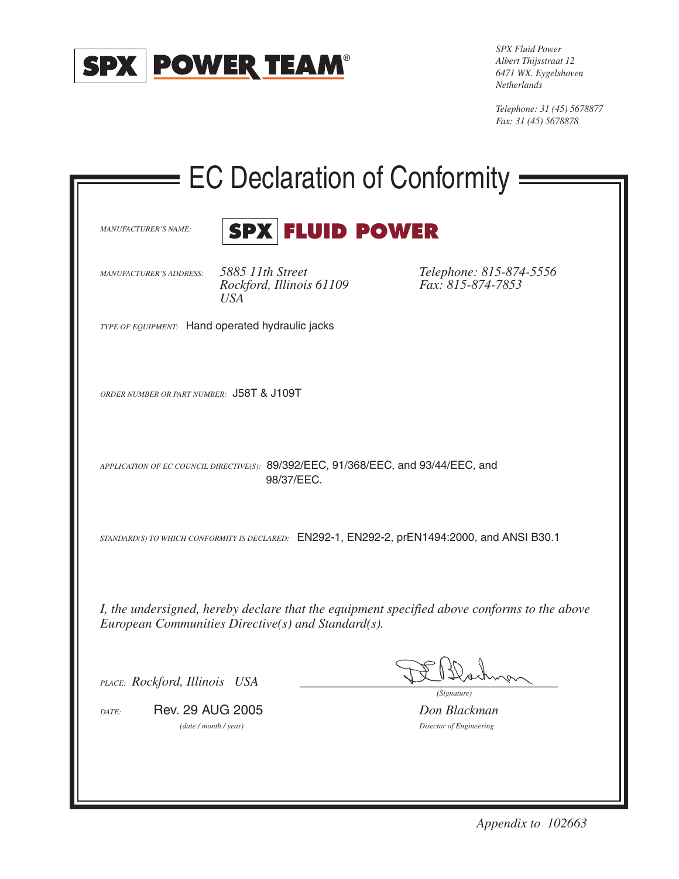SPX POWER TEAM®

*SPX Fluid Power*
*Albert Thijsstraat 12*
*6471 WX. Eygelshoven*
*Netherlands*

*Telephone: 31 (45) 5678877*
*Fax: 31 (45) 5678878*

# EC Declaration of Conformity

*MANUFACTURER'S NAME:* **SPX FLUID POWER**

*MANUFACTURER'S ADDRESS:* *5885 11th Street*
*Rockford, Illinois 61109*
*USA*

*Telephone: 815-874-5556*
*Fax: 815-874-7853*

*TYPE OF EQUIPMENT:* Hand operated hydraulic jacks

*ORDER NUMBER OR PART NUMBER:* J58T & J109T

*APPLICATION OF EC COUNCIL DIRECTIVE(S):* 89/392/EEC, 91/368/EEC, and 93/44/EEC, and 98/37/EEC.

*STANDARD(S) TO WHICH CONFORMITY IS DECLARED:* EN292-1, EN292-2, prEN1494:2000, and ANSI B30.1

*I, the undersigned, hereby declare that the equipment specified above conforms to the above European Communities Directive(s) and Standard(s).*

*PLACE:* *Rockford, Illinois USA*

*(Signature)*

*DATE:* Rev. 29 AUG 2005
*(date / month / year)*

*Don Blackman*
*Director of Engineering*

*Appendix to 102663*